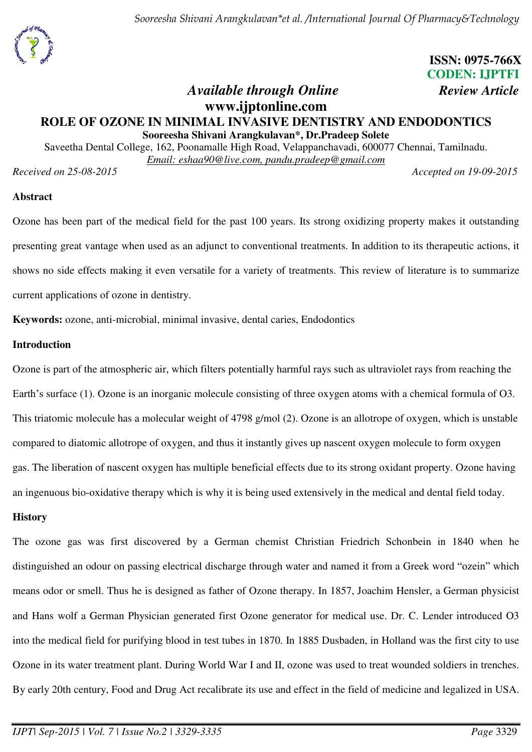ISSN: 0975-766X
CODEN: IJPTFI

*Available through Online* *Review Article*

**www.ijptonline.com**

# ROLE OF OZONE IN MINIMAL INVASIVE DENTISTRY AND ENDODONTICS

**Sooreesha Shivani Arangkulavan\*, Dr.Pradeep Solete**

Saveetha Dental College, 162, Poonamalle High Road, Velappanchavadi, 600077 Chennai, Tamilnadu.

Email: eshaa90@live.com, pandu.pradeep@gmail.com

*Received on 25-08-2015* *Accepted on 19-09-2015*

## Abstract

Ozone has been part of the medical field for the past 100 years. Its strong oxidizing property makes it outstanding presenting great vantage when used as an adjunct to conventional treatments. In addition to its therapeutic actions, it shows no side effects making it even versatile for a variety of treatments. This review of literature is to summarize current applications of ozone in dentistry.

**Keywords:** ozone, anti-microbial, minimal invasive, dental caries, Endodontics

## Introduction

Ozone is part of the atmospheric air, which filters potentially harmful rays such as ultraviolet rays from reaching the Earth's surface (1). Ozone is an inorganic molecule consisting of three oxygen atoms with a chemical formula of O3. This triatomic molecule has a molecular weight of 4798 g/mol (2). Ozone is an allotrope of oxygen, which is unstable compared to diatomic allotrope of oxygen, and thus it instantly gives up nascent oxygen molecule to form oxygen gas. The liberation of nascent oxygen has multiple beneficial effects due to its strong oxidant property. Ozone having an ingenuous bio-oxidative therapy which is why it is being used extensively in the medical and dental field today.

## History

The ozone gas was first discovered by a German chemist Christian Friedrich Schonbein in 1840 when he distinguished an odour on passing electrical discharge through water and named it from a Greek word "ozein" which means odor or smell. Thus he is designed as father of Ozone therapy. In 1857, Joachim Hensler, a German physicist and Hans wolf a German Physician generated first Ozone generator for medical use. Dr. C. Lender introduced O3 into the medical field for purifying blood in test tubes in 1870. In 1885 Dusbaden, in Holland was the first city to use Ozone in its water treatment plant. During World War I and II, ozone was used to treat wounded soldiers in trenches. By early 20th century, Food and Drug Act recalibrate its use and effect in the field of medicine and legalized in USA.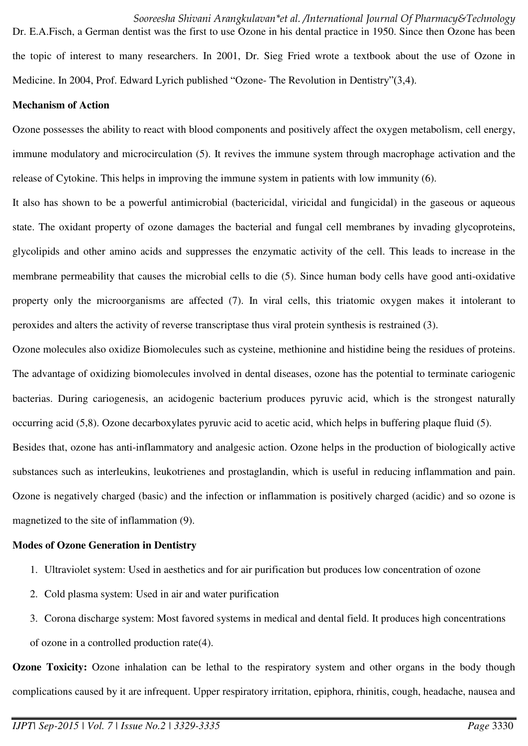Dr. E.A.Fisch, a German dentist was the first to use Ozone in his dental practice in 1950. Since then Ozone has been the topic of interest to many researchers. In 2001, Dr. Sieg Fried wrote a textbook about the use of Ozone in Medicine. In 2004, Prof. Edward Lyrich published "Ozone- The Revolution in Dentistry"(3,4).

**Mechanism of Action**

Ozone possesses the ability to react with blood components and positively affect the oxygen metabolism, cell energy, immune modulatory and microcirculation (5). It revives the immune system through macrophage activation and the release of Cytokine. This helps in improving the immune system in patients with low immunity (6).

It also has shown to be a powerful antimicrobial (bactericidal, viricidal and fungicidal) in the gaseous or aqueous state. The oxidant property of ozone damages the bacterial and fungal cell membranes by invading glycoproteins, glycolipids and other amino acids and suppresses the enzymatic activity of the cell. This leads to increase in the membrane permeability that causes the microbial cells to die (5). Since human body cells have good anti-oxidative property only the microorganisms are affected (7). In viral cells, this triatomic oxygen makes it intolerant to peroxides and alters the activity of reverse transcriptase thus viral protein synthesis is restrained (3).

Ozone molecules also oxidize Biomolecules such as cysteine, methionine and histidine being the residues of proteins. The advantage of oxidizing biomolecules involved in dental diseases, ozone has the potential to terminate cariogenic bacterias. During cariogenesis, an acidogenic bacterium produces pyruvic acid, which is the strongest naturally occurring acid (5,8). Ozone decarboxylates pyruvic acid to acetic acid, which helps in buffering plaque fluid (5).

Besides that, ozone has anti-inflammatory and analgesic action. Ozone helps in the production of biologically active substances such as interleukins, leukotrienes and prostaglandin, which is useful in reducing inflammation and pain. Ozone is negatively charged (basic) and the infection or inflammation is positively charged (acidic) and so ozone is magnetized to the site of inflammation (9).

**Modes of Ozone Generation in Dentistry**

1. Ultraviolet system: Used in aesthetics and for air purification but produces low concentration of ozone
2. Cold plasma system: Used in air and water purification
3. Corona discharge system: Most favored systems in medical and dental field. It produces high concentrations of ozone in a controlled production rate(4).

**Ozone Toxicity:** Ozone inhalation can be lethal to the respiratory system and other organs in the body though complications caused by it are infrequent. Upper respiratory irritation, epiphora, rhinitis, cough, headache, nausea and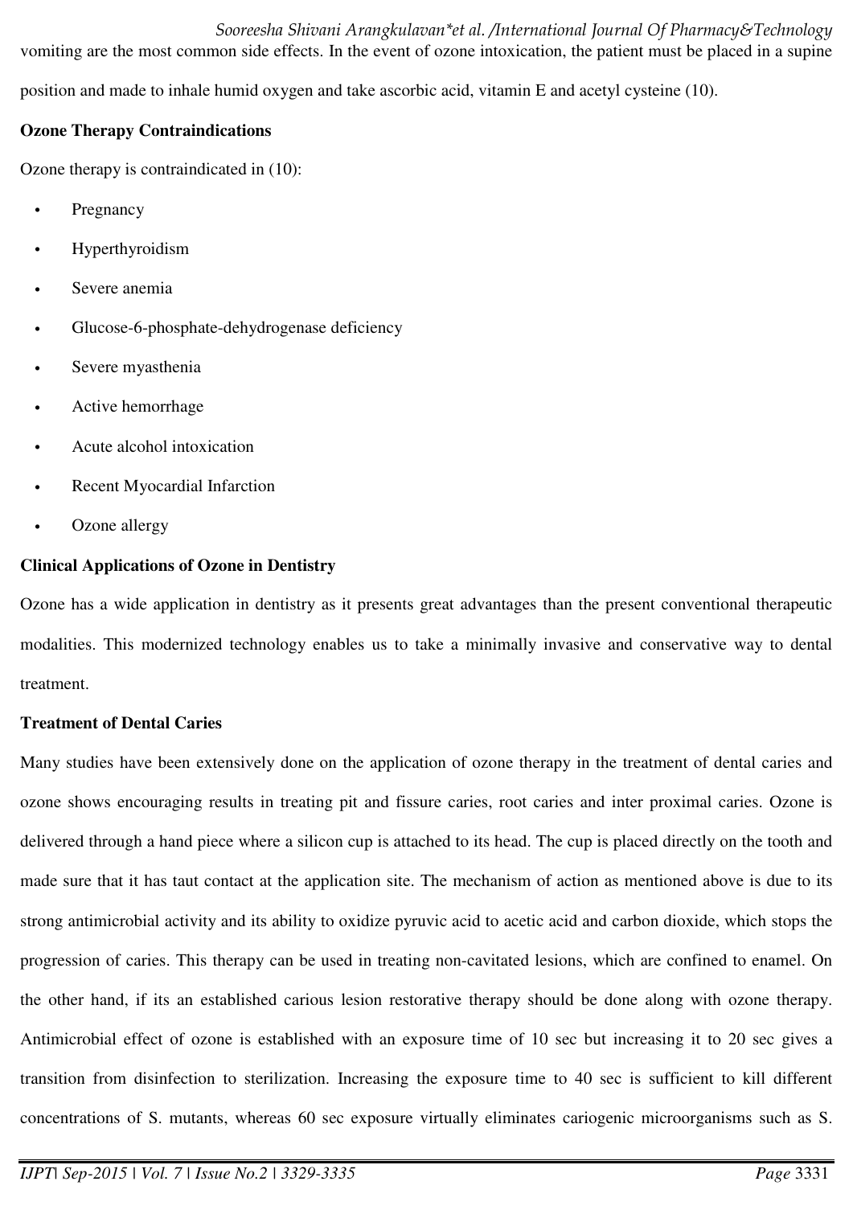vomiting are the most common side effects. In the event of ozone intoxication, the patient must be placed in a supine position and made to inhale humid oxygen and take ascorbic acid, vitamin E and acetyl cysteine (10).

**Ozone Therapy Contraindications**

Ozone therapy is contraindicated in (10):

- Pregnancy
- Hyperthyroidism
- Severe anemia
- Glucose-6-phosphate-dehydrogenase deficiency
- Severe myasthenia
- Active hemorrhage
- Acute alcohol intoxication
- Recent Myocardial Infarction
- Ozone allergy

**Clinical Applications of Ozone in Dentistry**

Ozone has a wide application in dentistry as it presents great advantages than the present conventional therapeutic modalities. This modernized technology enables us to take a minimally invasive and conservative way to dental treatment.

**Treatment of Dental Caries**

Many studies have been extensively done on the application of ozone therapy in the treatment of dental caries and ozone shows encouraging results in treating pit and fissure caries, root caries and inter proximal caries. Ozone is delivered through a hand piece where a silicon cup is attached to its head. The cup is placed directly on the tooth and made sure that it has taut contact at the application site. The mechanism of action as mentioned above is due to its strong antimicrobial activity and its ability to oxidize pyruvic acid to acetic acid and carbon dioxide, which stops the progression of caries. This therapy can be used in treating non-cavitated lesions, which are confined to enamel. On the other hand, if its an established carious lesion restorative therapy should be done along with ozone therapy. Antimicrobial effect of ozone is established with an exposure time of 10 sec but increasing it to 20 sec gives a transition from disinfection to sterilization. Increasing the exposure time to 40 sec is sufficient to kill different concentrations of S. mutants, whereas 60 sec exposure virtually eliminates cariogenic microorganisms such as S.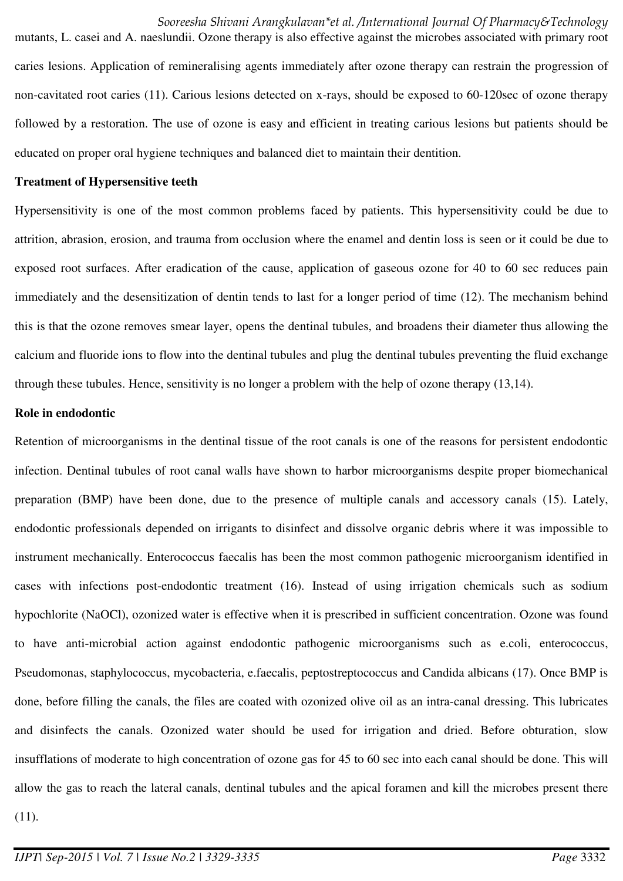mutants, L. casei and A. naeslundii. Ozone therapy is also effective against the microbes associated with primary root caries lesions. Application of remineralising agents immediately after ozone therapy can restrain the progression of non-cavitated root caries (11). Carious lesions detected on x-rays, should be exposed to 60-120sec of ozone therapy followed by a restoration. The use of ozone is easy and efficient in treating carious lesions but patients should be educated on proper oral hygiene techniques and balanced diet to maintain their dentition.

**Treatment of Hypersensitive teeth**

Hypersensitivity is one of the most common problems faced by patients. This hypersensitivity could be due to attrition, abrasion, erosion, and trauma from occlusion where the enamel and dentin loss is seen or it could be due to exposed root surfaces. After eradication of the cause, application of gaseous ozone for 40 to 60 sec reduces pain immediately and the desensitization of dentin tends to last for a longer period of time (12). The mechanism behind this is that the ozone removes smear layer, opens the dentinal tubules, and broadens their diameter thus allowing the calcium and fluoride ions to flow into the dentinal tubules and plug the dentinal tubules preventing the fluid exchange through these tubules. Hence, sensitivity is no longer a problem with the help of ozone therapy (13,14).

**Role in endodontic**

Retention of microorganisms in the dentinal tissue of the root canals is one of the reasons for persistent endodontic infection. Dentinal tubules of root canal walls have shown to harbor microorganisms despite proper biomechanical preparation (BMP) have been done, due to the presence of multiple canals and accessory canals (15). Lately, endodontic professionals depended on irrigants to disinfect and dissolve organic debris where it was impossible to instrument mechanically. Enterococcus faecalis has been the most common pathogenic microorganism identified in cases with infections post-endodontic treatment (16). Instead of using irrigation chemicals such as sodium hypochlorite (NaOCl), ozonized water is effective when it is prescribed in sufficient concentration. Ozone was found to have anti-microbial action against endodontic pathogenic microorganisms such as e.coli, enterococcus, Pseudomonas, staphylococcus, mycobacteria, e.faecalis, peptostreptococcus and Candida albicans (17). Once BMP is done, before filling the canals, the files are coated with ozonized olive oil as an intra-canal dressing. This lubricates and disinfects the canals. Ozonized water should be used for irrigation and dried. Before obturation, slow insufflations of moderate to high concentration of ozone gas for 45 to 60 sec into each canal should be done. This will allow the gas to reach the lateral canals, dentinal tubules and the apical foramen and kill the microbes present there (11).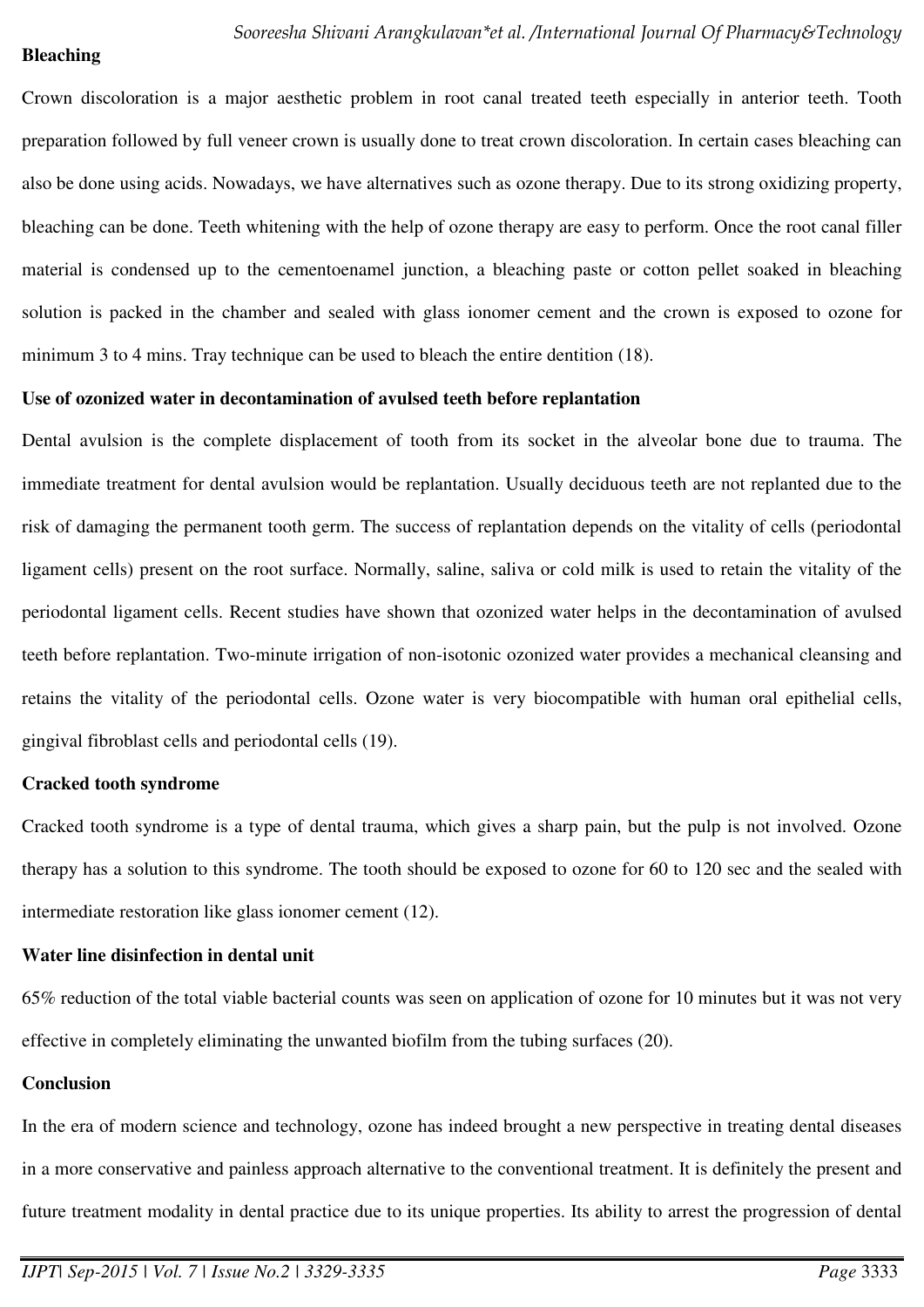**Bleaching**

Crown discoloration is a major aesthetic problem in root canal treated teeth especially in anterior teeth. Tooth preparation followed by full veneer crown is usually done to treat crown discoloration. In certain cases bleaching can also be done using acids. Nowadays, we have alternatives such as ozone therapy. Due to its strong oxidizing property, bleaching can be done. Teeth whitening with the help of ozone therapy are easy to perform. Once the root canal filler material is condensed up to the cementoenamel junction, a bleaching paste or cotton pellet soaked in bleaching solution is packed in the chamber and sealed with glass ionomer cement and the crown is exposed to ozone for minimum 3 to 4 mins. Tray technique can be used to bleach the entire dentition (18).

**Use of ozonized water in decontamination of avulsed teeth before replantation**

Dental avulsion is the complete displacement of tooth from its socket in the alveolar bone due to trauma. The immediate treatment for dental avulsion would be replantation. Usually deciduous teeth are not replanted due to the risk of damaging the permanent tooth germ. The success of replantation depends on the vitality of cells (periodontal ligament cells) present on the root surface. Normally, saline, saliva or cold milk is used to retain the vitality of the periodontal ligament cells. Recent studies have shown that ozonized water helps in the decontamination of avulsed teeth before replantation. Two-minute irrigation of non-isotonic ozonized water provides a mechanical cleansing and retains the vitality of the periodontal cells. Ozone water is very biocompatible with human oral epithelial cells, gingival fibroblast cells and periodontal cells (19).

**Cracked tooth syndrome**

Cracked tooth syndrome is a type of dental trauma, which gives a sharp pain, but the pulp is not involved. Ozone therapy has a solution to this syndrome. The tooth should be exposed to ozone for 60 to 120 sec and the sealed with intermediate restoration like glass ionomer cement (12).

**Water line disinfection in dental unit**

65% reduction of the total viable bacterial counts was seen on application of ozone for 10 minutes but it was not very effective in completely eliminating the unwanted biofilm from the tubing surfaces (20).

**Conclusion**

In the era of modern science and technology, ozone has indeed brought a new perspective in treating dental diseases in a more conservative and painless approach alternative to the conventional treatment. It is definitely the present and future treatment modality in dental practice due to its unique properties. Its ability to arrest the progression of dental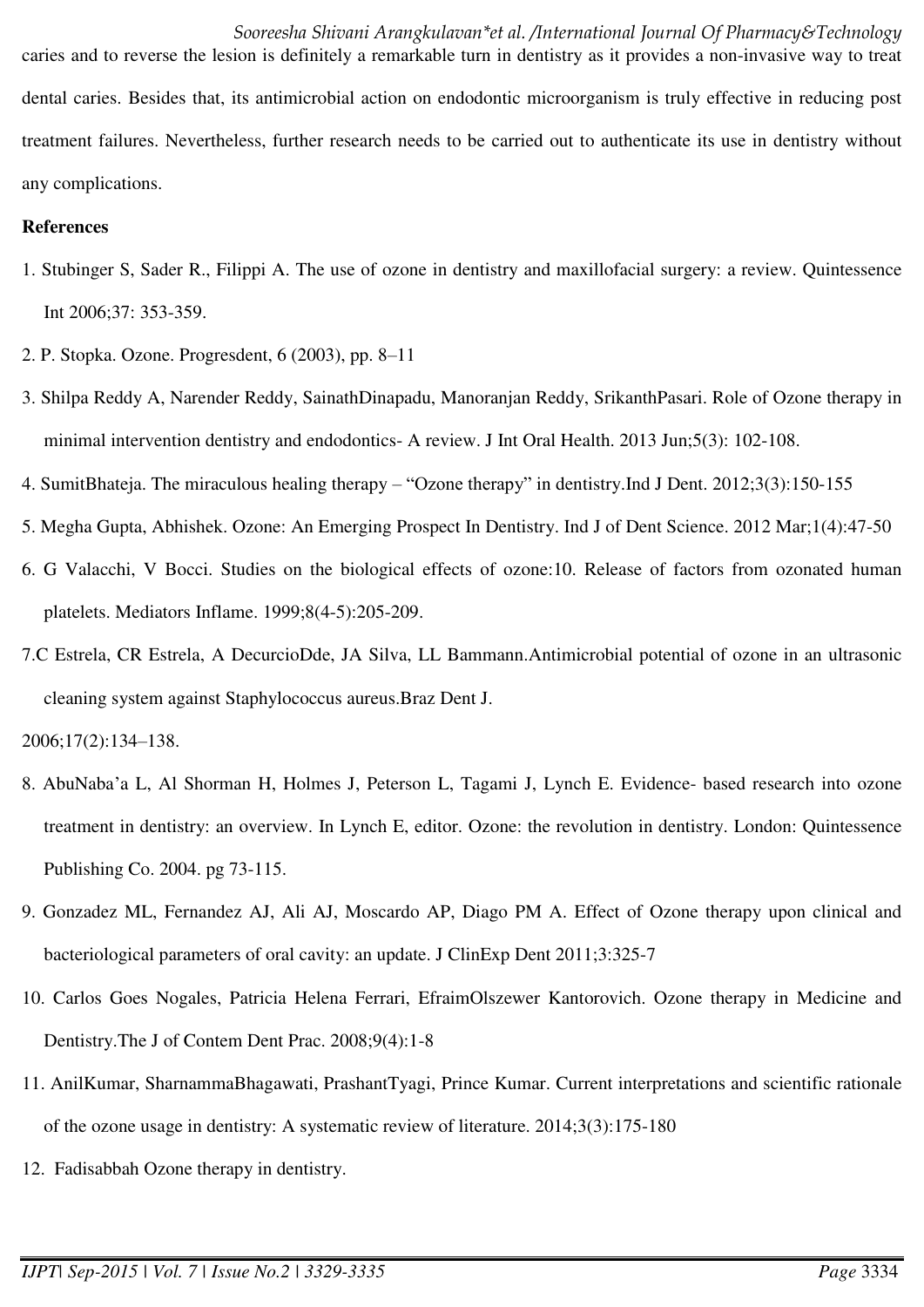caries and to reverse the lesion is definitely a remarkable turn in dentistry as it provides a non-invasive way to treat dental caries. Besides that, its antimicrobial action on endodontic microorganism is truly effective in reducing post treatment failures. Nevertheless, further research needs to be carried out to authenticate its use in dentistry without any complications.

**References**

1. Stubinger S, Sader R., Filippi A. The use of ozone in dentistry and maxillofacial surgery: a review. Quintessence Int 2006;37: 353-359.
2. P. Stopka. Ozone. Progresdent, 6 (2003), pp. 8–11
3. Shilpa Reddy A, Narender Reddy, SainathDinapadu, Manoranjan Reddy, SrikanthPasari. Role of Ozone therapy in minimal intervention dentistry and endodontics- A review. J Int Oral Health. 2013 Jun;5(3): 102-108.
4. SumitBhateja. The miraculous healing therapy – "Ozone therapy" in dentistry.Ind J Dent. 2012;3(3):150-155
5. Megha Gupta, Abhishek. Ozone: An Emerging Prospect In Dentistry. Ind J of Dent Science. 2012 Mar;1(4):47-50
6. G Valacchi, V Bocci. Studies on the biological effects of ozone:10. Release of factors from ozonated human platelets. Mediators Inflame. 1999;8(4-5):205-209.
7. C Estrela, CR Estrela, A DecurcioDde, JA Silva, LL Bammann.Antimicrobial potential of ozone in an ultrasonic cleaning system against Staphylococcus aureus.Braz Dent J. 2006;17(2):134–138.
8. AbuNaba'a L, Al Shorman H, Holmes J, Peterson L, Tagami J, Lynch E. Evidence- based research into ozone treatment in dentistry: an overview. In Lynch E, editor. Ozone: the revolution in dentistry. London: Quintessence Publishing Co. 2004. pg 73-115.
9. Gonzadez ML, Fernandez AJ, Ali AJ, Moscardo AP, Diago PM A. Effect of Ozone therapy upon clinical and bacteriological parameters of oral cavity: an update. J ClinExp Dent 2011;3:325-7
10. Carlos Goes Nogales, Patricia Helena Ferrari, EfraimOlszewer Kantorovich. Ozone therapy in Medicine and Dentistry.The J of Contem Dent Prac. 2008;9(4):1-8
11. AnilKumar, SharnammaBhagawati, PrashantTyagi, Prince Kumar. Current interpretations and scientific rationale of the ozone usage in dentistry: A systematic review of literature. 2014;3(3):175-180
12. Fadisabbah Ozone therapy in dentistry.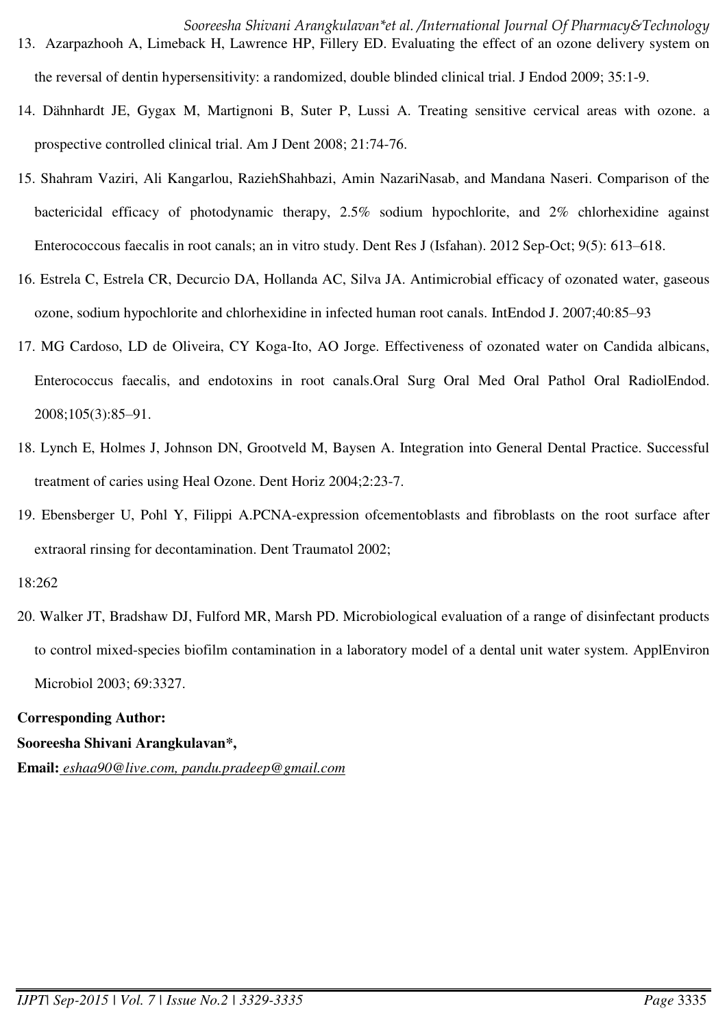13. Azarpazhooh A, Limeback H, Lawrence HP, Fillery ED. Evaluating the effect of an ozone delivery system on the reversal of dentin hypersensitivity: a randomized, double blinded clinical trial. J Endod 2009; 35:1-9.
14. Dähnhardt JE, Gygax M, Martignoni B, Suter P, Lussi A. Treating sensitive cervical areas with ozone. a prospective controlled clinical trial. Am J Dent 2008; 21:74-76.
15. Shahram Vaziri, Ali Kangarlou, RaziehShahbazi, Amin NazariNasab, and Mandana Naseri. Comparison of the bactericidal efficacy of photodynamic therapy, 2.5% sodium hypochlorite, and 2% chlorhexidine against Enterococcous faecalis in root canals; an in vitro study. Dent Res J (Isfahan). 2012 Sep-Oct; 9(5): 613–618.
16. Estrela C, Estrela CR, Decurcio DA, Hollanda AC, Silva JA. Antimicrobial efficacy of ozonated water, gaseous ozone, sodium hypochlorite and chlorhexidine in infected human root canals. IntEndod J. 2007;40:85–93
17. MG Cardoso, LD de Oliveira, CY Koga-Ito, AO Jorge. Effectiveness of ozonated water on Candida albicans, Enterococcus faecalis, and endotoxins in root canals.Oral Surg Oral Med Oral Pathol Oral RadiolEndod. 2008;105(3):85–91.
18. Lynch E, Holmes J, Johnson DN, Grootveld M, Baysen A. Integration into General Dental Practice. Successful treatment of caries using Heal Ozone. Dent Horiz 2004;2:23-7.
19. Ebensberger U, Pohl Y, Filippi A.PCNA-expression ofcementoblasts and fibroblasts on the root surface after extraoral rinsing for decontamination. Dent Traumatol 2002;

18:262

20. Walker JT, Bradshaw DJ, Fulford MR, Marsh PD. Microbiological evaluation of a range of disinfectant products to control mixed-species biofilm contamination in a laboratory model of a dental unit water system. ApplEnviron Microbiol 2003; 69:3327.

**Corresponding Author:**

**Sooreesha Shivani Arangkulavan*,**

**Email:** eshaa90@live.com, pandu.pradeep@gmail.com